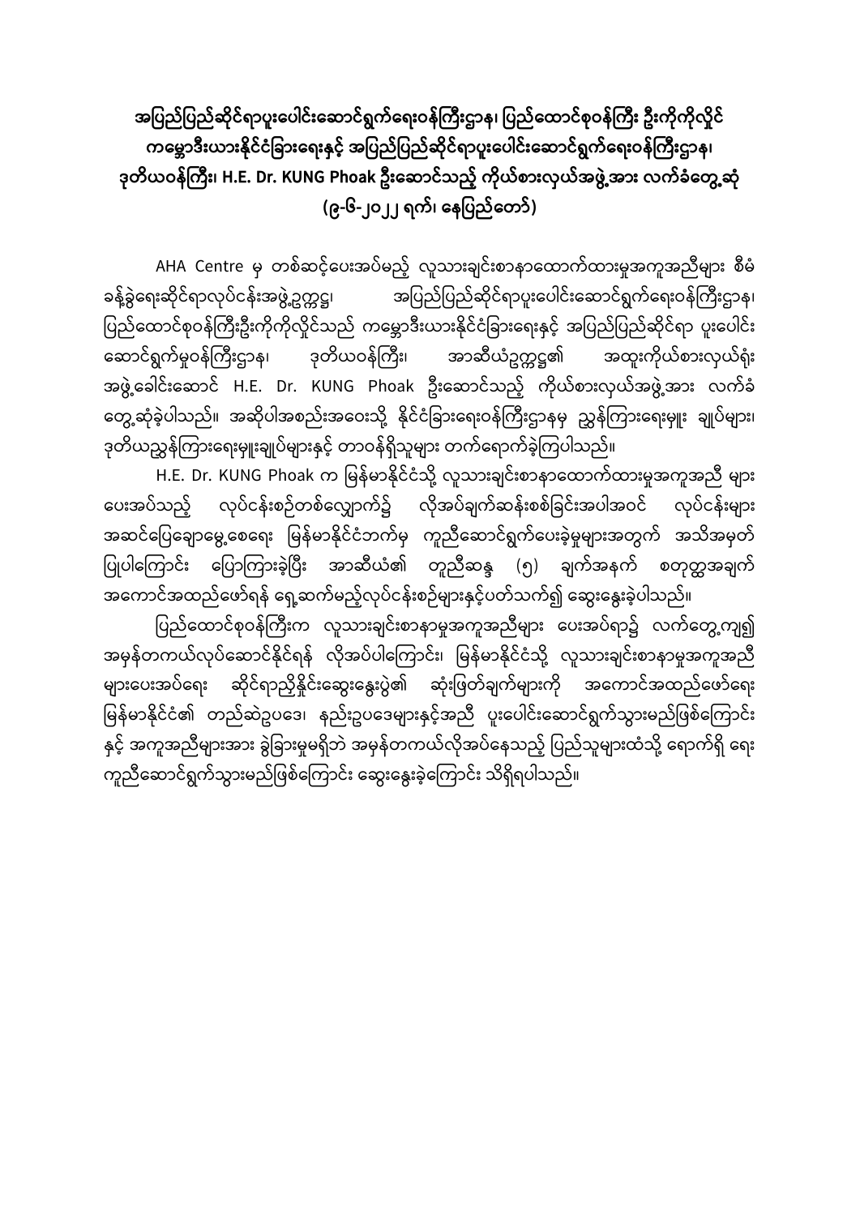# အပြည်ပြည်ဆိုင်ရာပူးပေါင်းဆောင်ရွက်ရေးဝန်ကြီးဌာန၊ ပြည်ထောင်စုဝန်ကြီး ဦးကိုကိုလှိုင် ကမ္ဘောဒီးယားနိုင်ငံခြားရေးနှင့် အပြည်ပြည်ဆိုင်ရာပူးပေါင်းဆောင်ရွက်ရေးဝန်ကြီးဌာန၊ ဒုတိယဝန်ကြီး၊ H.E. Dr. KUNG Phoak ဦးဆောင်သည့် ကိုယ်စားလှယ်အဖွဲ့အား လက်ခံတွေ့ဆုံ (၉-၆-၂၀၂၂ ရက်၊ နေပြည်တော်)

AHA Centre မှ တစ်ဆင့်ပေးအပ်မည့် လူသားချင်းစာနာထောက်ထားမှုအကူအညီများ စီမံခန့်ခွဲရေးဆိုင်ရာလုပ်ငန်းအဖွဲ့ဥက္ကဋ္ဌ၊ အပြည်ပြည်ဆိုင်ရာပူးပေါင်းဆောင်ရွက်ရေးဝန်ကြီးဌာန၊ ပြည်ထောင်စုဝန်ကြီးဦးကိုကိုလှိုင်သည် ကမ္ဘောဒီးယားနိုင်ငံခြားရေးနှင့် အပြည်ပြည်ဆိုင်ရာ ပူးပေါင်းဆောင်ရွက်မှုဝန်ကြီးဌာန၊ ဒုတိယဝန်ကြီး၊ အာဆီယံဥက္ကဋ္ဌ၏ အထူးကိုယ်စားလှယ်ရုံး အဖွဲ့ခေါင်းဆောင် H.E. Dr. KUNG Phoak ဦးဆောင်သည့် ကိုယ်စားလှယ်အဖွဲ့အား လက်ခံတွေ့ဆုံခဲ့ပါသည်။ အဆိုပါအစည်းအဝေးသို့ နိုင်ငံခြားရေးဝန်ကြီးဌာနမှ ညွှန်ကြားရေးမှူး ချုပ်များ၊ ဒုတိယညွှန်ကြားရေးမှူးချုပ်များနှင့် တာဝန်ရှိသူများ တက်ရောက်ခဲ့ကြပါသည်။

H.E. Dr. KUNG Phoak က မြန်မာနိုင်ငံသို့ လူသားချင်းစာနာထောက်ထားမှုအကူအညီ များ ပေးအပ်သည့် လုပ်ငန်းစဉ်တစ်လျှောက်၌ လိုအပ်ချက်ဆန်းစစ်ခြင်းအပါအဝင် လုပ်ငန်းများ အဆင်ပြေချောမွေ့စေရေး မြန်မာနိုင်ငံဘက်မှ ကူညီဆောင်ရွက်ပေးခဲ့မှုများအတွက် အသိအမှတ် ပြုပါကြောင်း ပြောကြားခဲ့ပြီး အာဆီယံ၏ တူညီဆန္ဒ (၅) ချက်အနက် စတုတ္ထအချက် အကောင်အထည်ဖော်ရန် ရှေ့ဆက်မည့်လုပ်ငန်းစဉ်များနှင့်ပတ်သက်၍ ဆွေးနွေးခဲ့ပါသည်။

ပြည်ထောင်စုဝန်ကြီးက လူသားချင်းစာနာမှုအကူအညီများ ပေးအပ်ရာ၌ လက်တွေ့ကျ၍ အမှန်တကယ်လုပ်ဆောင်နိုင်ရန် လိုအပ်ပါကြောင်း၊ မြန်မာနိုင်ငံသို့ လူသားချင်းစာနာမှုအကူအညီ များပေးအပ်ရေး ဆိုင်ရာညှိနှိုင်းဆွေးနွေးပွဲ၏ ဆုံးဖြတ်ချက်များကို အကောင်အထည်ဖော်ရေး မြန်မာနိုင်ငံ၏ တည်ဆဲဥပဒေ၊ နည်းဥပဒေများနှင့်အညီ ပူးပေါင်းဆောင်ရွက်သွားမည်ဖြစ်ကြောင်း နှင့် အကူအညီများအား ခွဲခြားမှုမရှိဘဲ အမှန်တကယ်လိုအပ်နေသည့် ပြည်သူများထံသို့ ရောက်ရှိ ရေး ကူညီဆောင်ရွက်သွားမည်ဖြစ်ကြောင်း ဆွေးနွေးခဲ့ကြောင်း သိရှိရပါသည်။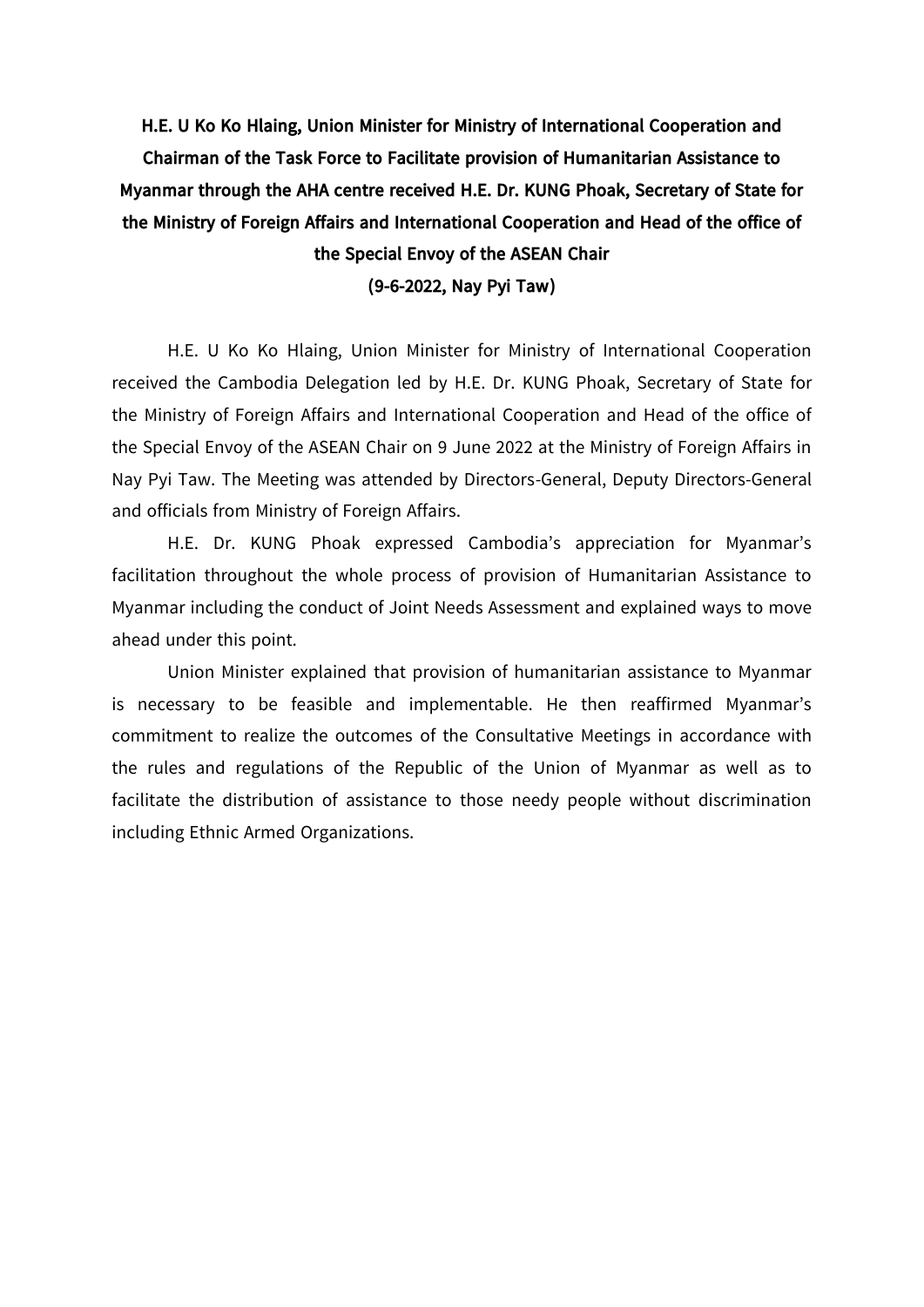**H.E. U Ko Ko Hlaing, Union Minister for Ministry of International Cooperation and Chairman of the Task Force to Facilitate provision of Humanitarian Assistance to Myanmar through the AHA centre received H.E. Dr. KUNG Phoak, Secretary of State for the Ministry of Foreign Affairs and International Cooperation and Head of the office of the Special Envoy of the ASEAN Chair**

**(9-6-2022, Nay Pyi Taw)**

H.E. U Ko Ko Hlaing, Union Minister for Ministry of International Cooperation received the Cambodia Delegation led by H.E. Dr. KUNG Phoak, Secretary of State for the Ministry of Foreign Affairs and International Cooperation and Head of the office of the Special Envoy of the ASEAN Chair on 9 June 2022 at the Ministry of Foreign Affairs in Nay Pyi Taw. The Meeting was attended by Directors-General, Deputy Directors-General and officials from Ministry of Foreign Affairs.

H.E. Dr. KUNG Phoak expressed Cambodia's appreciation for Myanmar's facilitation throughout the whole process of provision of Humanitarian Assistance to Myanmar including the conduct of Joint Needs Assessment and explained ways to move ahead under this point.

Union Minister explained that provision of humanitarian assistance to Myanmar is necessary to be feasible and implementable. He then reaffirmed Myanmar's commitment to realize the outcomes of the Consultative Meetings in accordance with the rules and regulations of the Republic of the Union of Myanmar as well as to facilitate the distribution of assistance to those needy people without discrimination including Ethnic Armed Organizations.